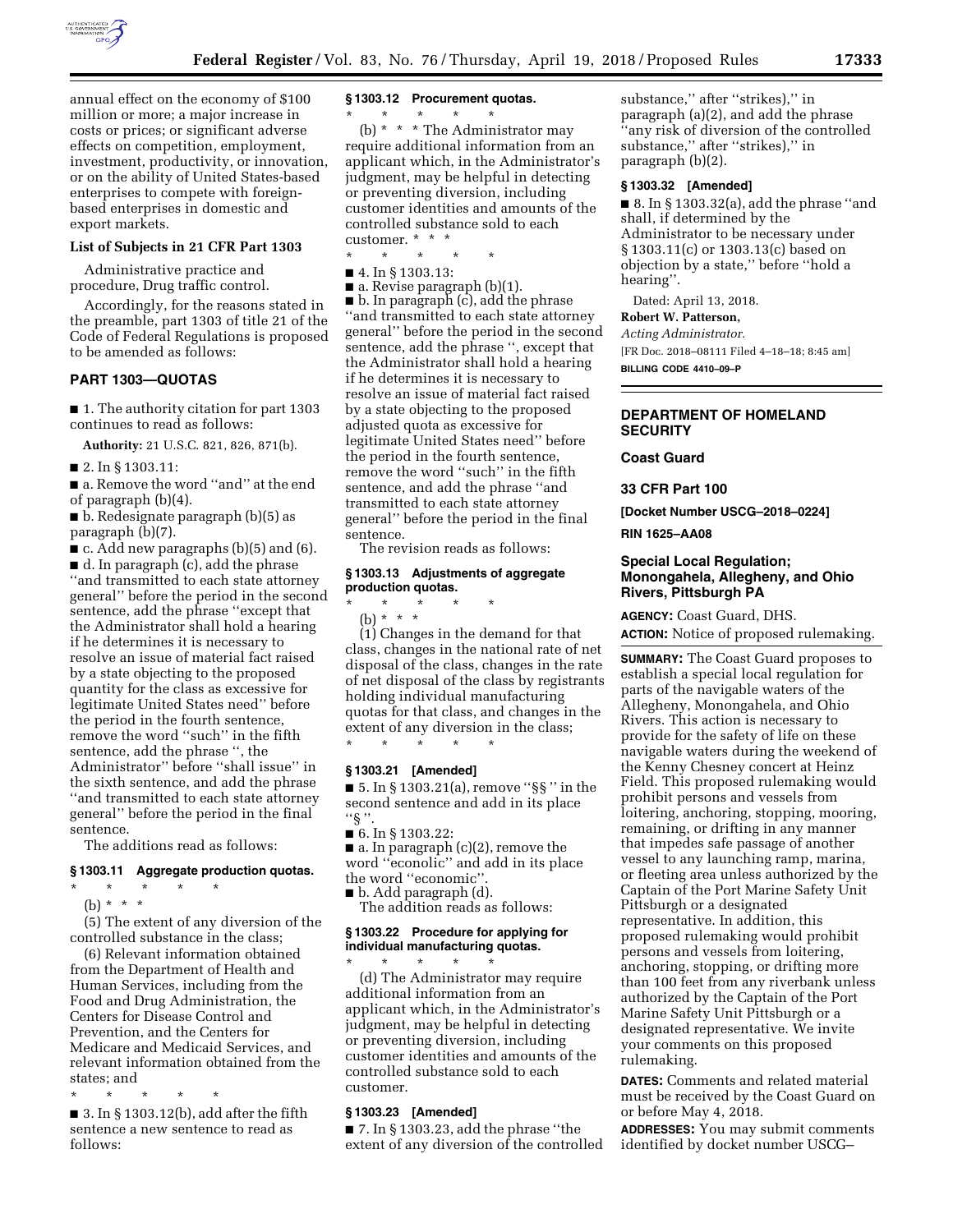annual effect on the economy of $100 million or more; a major increase in costs or prices; or significant adverse effects on competition, employment, investment, productivity, or innovation, or on the ability of United States-based enterprises to compete with foreign-based enterprises in domestic and export markets.

**List of Subjects in 21 CFR Part 1303**

Administrative practice and procedure, Drug traffic control.

Accordingly, for the reasons stated in the preamble, part 1303 of title 21 of the Code of Federal Regulations is proposed to be amended as follows:

## PART 1303—QUOTAS

■ 1. The authority citation for part 1303 continues to read as follows:

**Authority:** 21 U.S.C. 821, 826, 871(b).

■ 2. In § 1303.11:

■ a. Remove the word ''and'' at the end of paragraph (b)(4).

■ b. Redesignate paragraph (b)(5) as paragraph (b)(7).

■ c. Add new paragraphs (b)(5) and (6).

■ d. In paragraph (c), add the phrase ''and transmitted to each state attorney general'' before the period in the second sentence, add the phrase ''except that the Administrator shall hold a hearing if he determines it is necessary to resolve an issue of material fact raised by a state objecting to the proposed quantity for the class as excessive for legitimate United States need'' before the period in the fourth sentence, remove the word ''such'' in the fifth sentence, add the phrase '', the Administrator'' before ''shall issue'' in the sixth sentence, and add the phrase ''and transmitted to each state attorney general'' before the period in the final sentence.

The additions read as follows:

### § 1303.11 Aggregate production quotas.

\* \* \* \* \*

(b) \* \* \*

(5) The extent of any diversion of the controlled substance in the class;

(6) Relevant information obtained from the Department of Health and Human Services, including from the Food and Drug Administration, the Centers for Disease Control and Prevention, and the Centers for Medicare and Medicaid Services, and relevant information obtained from the states; and

\* \* \* \* \*

■ 3. In § 1303.12(b), add after the fifth sentence a new sentence to read as follows:

### § 1303.12 Procurement quotas.

\* \* \* \* \*

(b) \* \* \* The Administrator may require additional information from an applicant which, in the Administrator's judgment, may be helpful in detecting or preventing diversion, including customer identities and amounts of the controlled substance sold to each customer. \* \* \*

\* \* \* \* \*

■ 4. In § 1303.13:

■ a. Revise paragraph (b)(1).

■ b. In paragraph (c), add the phrase ''and transmitted to each state attorney general'' before the period in the second sentence, add the phrase '', except that the Administrator shall hold a hearing if he determines it is necessary to resolve an issue of material fact raised by a state objecting to the proposed adjusted quota as excessive for legitimate United States need'' before the period in the fourth sentence, remove the word ''such'' in the fifth sentence, and add the phrase ''and transmitted to each state attorney general'' before the period in the final sentence.

The revision reads as follows:

### § 1303.13 Adjustments of aggregate production quotas.

\* \* \* \* \*

(b) \* \* \*

(1) Changes in the demand for that class, changes in the national rate of net disposal of the class, changes in the rate of net disposal of the class by registrants holding individual manufacturing quotas for that class, and changes in the extent of any diversion in the class;

\* \* \* \* \*

### § 1303.21 [Amended]

■ 5. In § 1303.21(a), remove ''§§ '' in the second sentence and add in its place ''§ ''.

■ 6. In § 1303.22:

■ a. In paragraph (c)(2), remove the word ''econolic'' and add in its place the word ''economic''.

■ b. Add paragraph (d).

The addition reads as follows:

### § 1303.22 Procedure for applying for individual manufacturing quotas.

\* \* \* \* \*

(d) The Administrator may require additional information from an applicant which, in the Administrator's judgment, may be helpful in detecting or preventing diversion, including customer identities and amounts of the controlled substance sold to each customer.

### § 1303.23 [Amended]

■ 7. In § 1303.23, add the phrase ''the extent of any diversion of the controlled substance,'' after ''strikes),'' in paragraph (a)(2), and add the phrase ''any risk of diversion of the controlled substance,'' after ''strikes),'' in paragraph (b)(2).

### § 1303.32 [Amended]

■ 8. In § 1303.32(a), add the phrase ''and shall, if determined by the Administrator to be necessary under § 1303.11(c) or 1303.13(c) based on objection by a state,'' before ''hold a hearing''.

Dated: April 13, 2018.

**Robert W. Patterson,**

*Acting Administrator.*

[FR Doc. 2018–08111 Filed 4–18–18; 8:45 am]

**BILLING CODE 4410–09–P**

---

## DEPARTMENT OF HOMELAND SECURITY

### Coast Guard

### 33 CFR Part 100

**[Docket Number USCG–2018–0224]**

**RIN 1625–AA08**

## Special Local Regulation; Monongahela, Allegheny, and Ohio Rivers, Pittsburgh PA

**AGENCY:** Coast Guard, DHS.

**ACTION:** Notice of proposed rulemaking.

**SUMMARY:** The Coast Guard proposes to establish a special local regulation for parts of the navigable waters of the Allegheny, Monongahela, and Ohio Rivers. This action is necessary to provide for the safety of life on these navigable waters during the weekend of the Kenny Chesney concert at Heinz Field. This proposed rulemaking would prohibit persons and vessels from loitering, anchoring, stopping, mooring, remaining, or drifting in any manner that impedes safe passage of another vessel to any launching ramp, marina, or fleeting area unless authorized by the Captain of the Port Marine Safety Unit Pittsburgh or a designated representative. In addition, this proposed rulemaking would prohibit persons and vessels from loitering, anchoring, stopping, or drifting more than 100 feet from any riverbank unless authorized by the Captain of the Port Marine Safety Unit Pittsburgh or a designated representative. We invite your comments on this proposed rulemaking.

**DATES:** Comments and related material must be received by the Coast Guard on or before May 4, 2018.

**ADDRESSES:** You may submit comments identified by docket number USCG–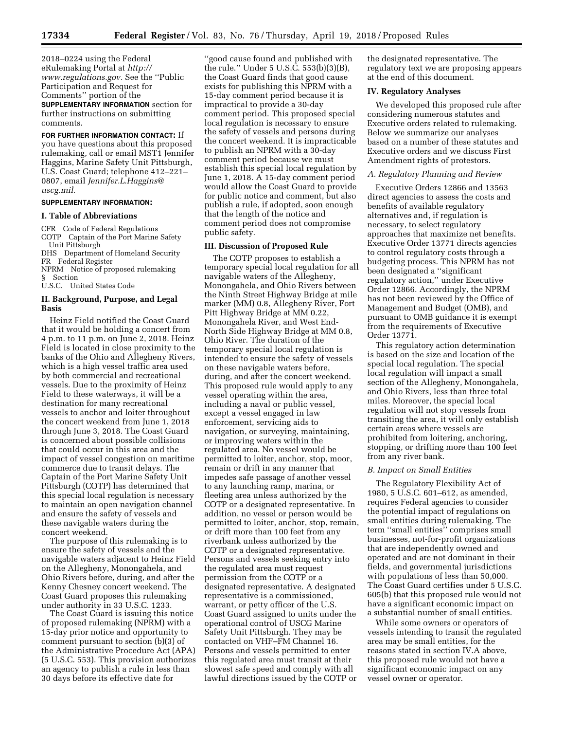2018–0224 using the Federal eRulemaking Portal at *http://www.regulations.gov.* See the "Public Participation and Request for Comments" portion of the **SUPPLEMENTARY INFORMATION** section for further instructions on submitting comments.

**FOR FURTHER INFORMATION CONTACT:** If you have questions about this proposed rulemaking, call or email MST1 Jennifer Haggins, Marine Safety Unit Pittsburgh, U.S. Coast Guard; telephone 412–221–0807, email *Jennifer.L.Haggins@uscg.mil.*

**SUPPLEMENTARY INFORMATION:**

## I. Table of Abbreviations

CFR Code of Federal Regulations
COTP Captain of the Port Marine Safety Unit Pittsburgh
DHS Department of Homeland Security
FR Federal Register
NPRM Notice of proposed rulemaking
§ Section
U.S.C. United States Code

## II. Background, Purpose, and Legal Basis

Heinz Field notified the Coast Guard that it would be holding a concert from 4 p.m. to 11 p.m. on June 2, 2018. Heinz Field is located in close proximity to the banks of the Ohio and Allegheny Rivers, which is a high vessel traffic area used by both commercial and recreational vessels. Due to the proximity of Heinz Field to these waterways, it will be a destination for many recreational vessels to anchor and loiter throughout the concert weekend from June 1, 2018 through June 3, 2018. The Coast Guard is concerned about possible collisions that could occur in this area and the impact of vessel congestion on maritime commerce due to transit delays. The Captain of the Port Marine Safety Unit Pittsburgh (COTP) has determined that this special local regulation is necessary to maintain an open navigation channel and ensure the safety of vessels and these navigable waters during the concert weekend.

The purpose of this rulemaking is to ensure the safety of vessels and the navigable waters adjacent to Heinz Field on the Allegheny, Monongahela, and Ohio Rivers before, during, and after the Kenny Chesney concert weekend. The Coast Guard proposes this rulemaking under authority in 33 U.S.C. 1233.

The Coast Guard is issuing this notice of proposed rulemaking (NPRM) with a 15-day prior notice and opportunity to comment pursuant to section (b)(3) of the Administrative Procedure Act (APA) (5 U.S.C. 553). This provision authorizes an agency to publish a rule in less than 30 days before its effective date for "good cause found and published with the rule." Under 5 U.S.C. 553(b)(3)(B), the Coast Guard finds that good cause exists for publishing this NPRM with a 15-day comment period because it is impractical to provide a 30-day comment period. This proposed special local regulation is necessary to ensure the safety of vessels and persons during the concert weekend. It is impracticable to publish an NPRM with a 30-day comment period because we must establish this special local regulation by June 1, 2018. A 15-day comment period would allow the Coast Guard to provide for public notice and comment, but also publish a rule, if adopted, soon enough that the length of the notice and comment period does not compromise public safety.

## III. Discussion of Proposed Rule

The COTP proposes to establish a temporary special local regulation for all navigable waters of the Allegheny, Monongahela, and Ohio Rivers between the Ninth Street Highway Bridge at mile marker (MM) 0.8, Allegheny River, Fort Pitt Highway Bridge at MM 0.22, Monongahela River, and West End-North Side Highway Bridge at MM 0.8, Ohio River. The duration of the temporary special local regulation is intended to ensure the safety of vessels on these navigable waters before, during, and after the concert weekend. This proposed rule would apply to any vessel operating within the area, including a naval or public vessel, except a vessel engaged in law enforcement, servicing aids to navigation, or surveying, maintaining, or improving waters within the regulated area. No vessel would be permitted to loiter, anchor, stop, moor, remain or drift in any manner that impedes safe passage of another vessel to any launching ramp, marina, or fleeting area unless authorized by the COTP or a designated representative. In addition, no vessel or person would be permitted to loiter, anchor, stop, remain, or drift more than 100 feet from any riverbank unless authorized by the COTP or a designated representative. Persons and vessels seeking entry into the regulated area must request permission from the COTP or a designated representative. A designated representative is a commissioned, warrant, or petty officer of the U.S. Coast Guard assigned to units under the operational control of USCG Marine Safety Unit Pittsburgh. They may be contacted on VHF–FM Channel 16. Persons and vessels permitted to enter this regulated area must transit at their slowest safe speed and comply with all lawful directions issued by the COTP or the designated representative. The regulatory text we are proposing appears at the end of this document.

## IV. Regulatory Analyses

We developed this proposed rule after considering numerous statutes and Executive orders related to rulemaking. Below we summarize our analyses based on a number of these statutes and Executive orders and we discuss First Amendment rights of protestors.

### *A. Regulatory Planning and Review*

Executive Orders 12866 and 13563 direct agencies to assess the costs and benefits of available regulatory alternatives and, if regulation is necessary, to select regulatory approaches that maximize net benefits. Executive Order 13771 directs agencies to control regulatory costs through a budgeting process. This NPRM has not been designated a "significant regulatory action," under Executive Order 12866. Accordingly, the NPRM has not been reviewed by the Office of Management and Budget (OMB), and pursuant to OMB guidance it is exempt from the requirements of Executive Order 13771.

This regulatory action determination is based on the size and location of the special local regulation. The special local regulation will impact a small section of the Allegheny, Monongahela, and Ohio Rivers, less than three total miles. Moreover, the special local regulation will not stop vessels from transiting the area, it will only establish certain areas where vessels are prohibited from loitering, anchoring, stopping, or drifting more than 100 feet from any river bank.

### *B. Impact on Small Entities*

The Regulatory Flexibility Act of 1980, 5 U.S.C. 601–612, as amended, requires Federal agencies to consider the potential impact of regulations on small entities during rulemaking. The term "small entities" comprises small businesses, not-for-profit organizations that are independently owned and operated and are not dominant in their fields, and governmental jurisdictions with populations of less than 50,000. The Coast Guard certifies under 5 U.S.C. 605(b) that this proposed rule would not have a significant economic impact on a substantial number of small entities.

While some owners or operators of vessels intending to transit the regulated area may be small entities, for the reasons stated in section IV.A above, this proposed rule would not have a significant economic impact on any vessel owner or operator.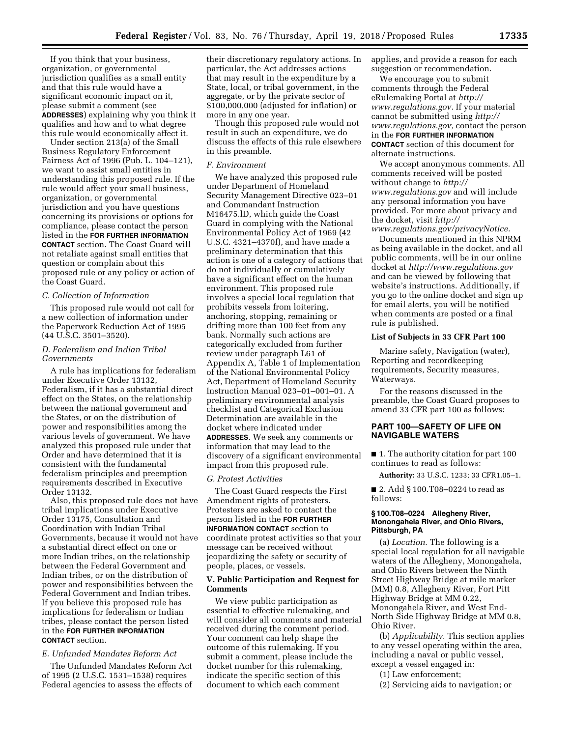If you think that your business, organization, or governmental jurisdiction qualifies as a small entity and that this rule would have a significant economic impact on it, please submit a comment (see **ADDRESSES**) explaining why you think it qualifies and how and to what degree this rule would economically affect it.

Under section 213(a) of the Small Business Regulatory Enforcement Fairness Act of 1996 (Pub. L. 104–121), we want to assist small entities in understanding this proposed rule. If the rule would affect your small business, organization, or governmental jurisdiction and you have questions concerning its provisions or options for compliance, please contact the person listed in the **FOR FURTHER INFORMATION CONTACT** section. The Coast Guard will not retaliate against small entities that question or complain about this proposed rule or any policy or action of the Coast Guard.

### *C. Collection of Information*

This proposed rule would not call for a new collection of information under the Paperwork Reduction Act of 1995 (44 U.S.C. 3501–3520).

### *D. Federalism and Indian Tribal Governments*

A rule has implications for federalism under Executive Order 13132, Federalism, if it has a substantial direct effect on the States, on the relationship between the national government and the States, or on the distribution of power and responsibilities among the various levels of government. We have analyzed this proposed rule under that Order and have determined that it is consistent with the fundamental federalism principles and preemption requirements described in Executive Order 13132.

Also, this proposed rule does not have tribal implications under Executive Order 13175, Consultation and Coordination with Indian Tribal Governments, because it would not have a substantial direct effect on one or more Indian tribes, on the relationship between the Federal Government and Indian tribes, or on the distribution of power and responsibilities between the Federal Government and Indian tribes. If you believe this proposed rule has implications for federalism or Indian tribes, please contact the person listed in the **FOR FURTHER INFORMATION CONTACT** section.

### *E. Unfunded Mandates Reform Act*

The Unfunded Mandates Reform Act of 1995 (2 U.S.C. 1531–1538) requires Federal agencies to assess the effects of their discretionary regulatory actions. In particular, the Act addresses actions that may result in the expenditure by a State, local, or tribal government, in the aggregate, or by the private sector of $100,000,000 (adjusted for inflation) or more in any one year.

Though this proposed rule would not result in such an expenditure, we do discuss the effects of this rule elsewhere in this preamble.

### *F. Environment*

We have analyzed this proposed rule under Department of Homeland Security Management Directive 023–01 and Commandant Instruction M16475.lD, which guide the Coast Guard in complying with the National Environmental Policy Act of 1969 (42 U.S.C. 4321–4370f), and have made a preliminary determination that this action is one of a category of actions that do not individually or cumulatively have a significant effect on the human environment. This proposed rule involves a special local regulation that prohibits vessels from loitering, anchoring, stopping, remaining or drifting more than 100 feet from any bank. Normally such actions are categorically excluded from further review under paragraph L61 of Appendix A, Table 1 of Implementation of the National Environmental Policy Act, Department of Homeland Security Instruction Manual 023–01–001–01. A preliminary environmental analysis checklist and Categorical Exclusion Determination are available in the docket where indicated under **ADDRESSES**. We seek any comments or information that may lead to the discovery of a significant environmental impact from this proposed rule.

### *G. Protest Activities*

The Coast Guard respects the First Amendment rights of protesters. Protesters are asked to contact the person listed in the **FOR FURTHER INFORMATION CONTACT** section to coordinate protest activities so that your message can be received without jeopardizing the safety or security of people, places, or vessels.

## V. Public Participation and Request for Comments

We view public participation as essential to effective rulemaking, and will consider all comments and material received during the comment period. Your comment can help shape the outcome of this rulemaking. If you submit a comment, please include the docket number for this rulemaking, indicate the specific section of this document to which each comment applies, and provide a reason for each suggestion or recommendation.

We encourage you to submit comments through the Federal eRulemaking Portal at *http://www.regulations.gov*. If your material cannot be submitted using *http://www.regulations.gov,* contact the person in the **FOR FURTHER INFORMATION CONTACT** section of this document for alternate instructions.

We accept anonymous comments. All comments received will be posted without change to *http://www.regulations.gov* and will include any personal information you have provided. For more about privacy and the docket, visit *http://www.regulations.gov/privacyNotice.*

Documents mentioned in this NPRM as being available in the docket, and all public comments, will be in our online docket at *http://www.regulations.gov* and can be viewed by following that website's instructions. Additionally, if you go to the online docket and sign up for email alerts, you will be notified when comments are posted or a final rule is published.

### List of Subjects in 33 CFR Part 100

Marine safety, Navigation (water), Reporting and recordkeeping requirements, Security measures, Waterways.

For the reasons discussed in the preamble, the Coast Guard proposes to amend 33 CFR part 100 as follows:

## PART 100—SAFETY OF LIFE ON NAVIGABLE WATERS

■ 1. The authority citation for part 100 continues to read as follows:

**Authority:** 33 U.S.C. 1233; 33 CFR1.05–1.

■ 2. Add § 100.T08–0224 to read as follows:

#### § 100.T08–0224 Allegheny River, Monongahela River, and Ohio Rivers, Pittsburgh, PA

(a) *Location.* The following is a special local regulation for all navigable waters of the Allegheny, Monongahela, and Ohio Rivers between the Ninth Street Highway Bridge at mile marker (MM) 0.8, Allegheny River, Fort Pitt Highway Bridge at MM 0.22, Monongahela River, and West End-North Side Highway Bridge at MM 0.8, Ohio River.

(b) *Applicability.* This section applies to any vessel operating within the area, including a naval or public vessel, except a vessel engaged in:

(1) Law enforcement;

(2) Servicing aids to navigation; or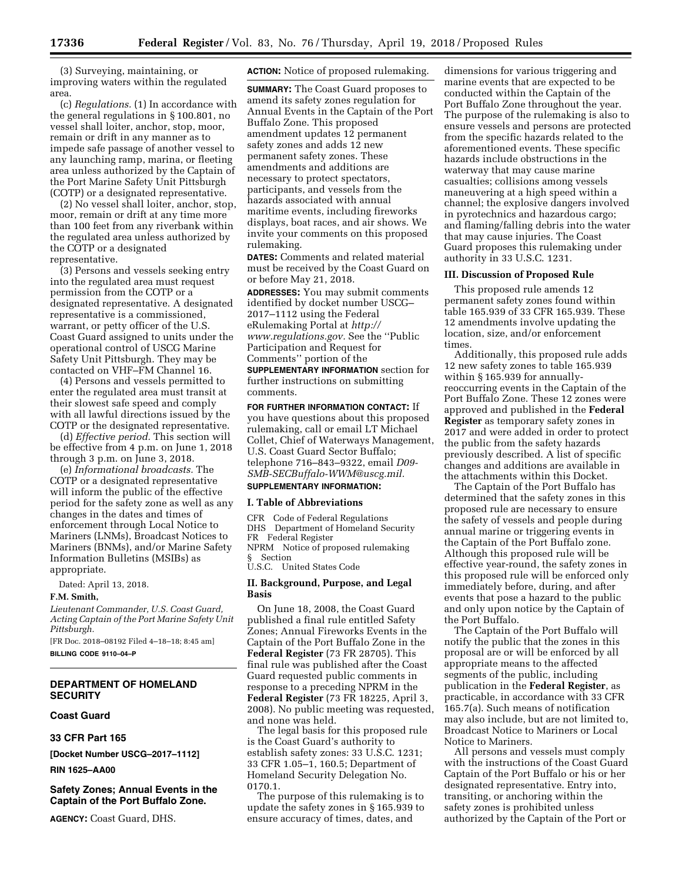(3) Surveying, maintaining, or improving waters within the regulated area.

(c) *Regulations.* (1) In accordance with the general regulations in § 100.801, no vessel shall loiter, anchor, stop, moor, remain or drift in any manner as to impede safe passage of another vessel to any launching ramp, marina, or fleeting area unless authorized by the Captain of the Port Marine Safety Unit Pittsburgh (COTP) or a designated representative.

(2) No vessel shall loiter, anchor, stop, moor, remain or drift at any time more than 100 feet from any riverbank within the regulated area unless authorized by the COTP or a designated representative.

(3) Persons and vessels seeking entry into the regulated area must request permission from the COTP or a designated representative. A designated representative is a commissioned, warrant, or petty officer of the U.S. Coast Guard assigned to units under the operational control of USCG Marine Safety Unit Pittsburgh. They may be contacted on VHF–FM Channel 16.

(4) Persons and vessels permitted to enter the regulated area must transit at their slowest safe speed and comply with all lawful directions issued by the COTP or the designated representative.

(d) *Effective period.* This section will be effective from 4 p.m. on June 1, 2018 through 3 p.m. on June 3, 2018.

(e) *Informational broadcasts.* The COTP or a designated representative will inform the public of the effective period for the safety zone as well as any changes in the dates and times of enforcement through Local Notice to Mariners (LNMs), Broadcast Notices to Mariners (BNMs), and/or Marine Safety Information Bulletins (MSIBs) as appropriate.

Dated: April 13, 2018.

**F.M. Smith,**

*Lieutenant Commander, U.S. Coast Guard, Acting Captain of the Port Marine Safety Unit Pittsburgh.*

[FR Doc. 2018–08192 Filed 4–18–18; 8:45 am]

**BILLING CODE 9110–04–P**

---

## DEPARTMENT OF HOMELAND SECURITY

### Coast Guard

### 33 CFR Part 165

**[Docket Number USCG–2017–1112]**

**RIN 1625–AA00**

### Safety Zones; Annual Events in the Captain of the Port Buffalo Zone.

**AGENCY:** Coast Guard, DHS.

**ACTION:** Notice of proposed rulemaking.

**SUMMARY:** The Coast Guard proposes to amend its safety zones regulation for Annual Events in the Captain of the Port Buffalo Zone. This proposed amendment updates 12 permanent safety zones and adds 12 new permanent safety zones. These amendments and additions are necessary to protect spectators, participants, and vessels from the hazards associated with annual maritime events, including fireworks displays, boat races, and air shows. We invite your comments on this proposed rulemaking.

**DATES:** Comments and related material must be received by the Coast Guard on or before May 21, 2018.

**ADDRESSES:** You may submit comments identified by docket number USCG–2017–1112 using the Federal eRulemaking Portal at *http://www.regulations.gov.* See the ''Public Participation and Request for Comments'' portion of the **SUPPLEMENTARY INFORMATION** section for further instructions on submitting comments.

**FOR FURTHER INFORMATION CONTACT:** If you have questions about this proposed rulemaking, call or email LT Michael Collet, Chief of Waterways Management, U.S. Coast Guard Sector Buffalo; telephone 716–843–9322, email *D09-SMB-SECBuffalo-WWM@uscg.mil.*

**SUPPLEMENTARY INFORMATION:**

#### I. Table of Abbreviations

CFR Code of Federal Regulations
DHS Department of Homeland Security
FR Federal Register
NPRM Notice of proposed rulemaking
§ Section
U.S.C. United States Code

#### II. Background, Purpose, and Legal Basis

On June 18, 2008, the Coast Guard published a final rule entitled Safety Zones; Annual Fireworks Events in the Captain of the Port Buffalo Zone in the **Federal Register** (73 FR 28705). This final rule was published after the Coast Guard requested public comments in response to a preceding NPRM in the **Federal Register** (73 FR 18225, April 3, 2008). No public meeting was requested, and none was held.

The legal basis for this proposed rule is the Coast Guard's authority to establish safety zones: 33 U.S.C. 1231; 33 CFR 1.05–1, 160.5; Department of Homeland Security Delegation No. 0170.1.

The purpose of this rulemaking is to update the safety zones in § 165.939 to ensure accuracy of times, dates, and dimensions for various triggering and marine events that are expected to be conducted within the Captain of the Port Buffalo Zone throughout the year. The purpose of the rulemaking is also to ensure vessels and persons are protected from the specific hazards related to the aforementioned events. These specific hazards include obstructions in the waterway that may cause marine casualties; collisions among vessels maneuvering at a high speed within a channel; the explosive dangers involved in pyrotechnics and hazardous cargo; and flaming/falling debris into the water that may cause injuries. The Coast Guard proposes this rulemaking under authority in 33 U.S.C. 1231.

#### III. Discussion of Proposed Rule

This proposed rule amends 12 permanent safety zones found within table 165.939 of 33 CFR 165.939. These 12 amendments involve updating the location, size, and/or enforcement times.

Additionally, this proposed rule adds 12 new safety zones to table 165.939 within § 165.939 for annually-reoccurring events in the Captain of the Port Buffalo Zone. These 12 zones were approved and published in the **Federal Register** as temporary safety zones in 2017 and were added in order to protect the public from the safety hazards previously described. A list of specific changes and additions are available in the attachments within this Docket.

The Captain of the Port Buffalo has determined that the safety zones in this proposed rule are necessary to ensure the safety of vessels and people during annual marine or triggering events in the Captain of the Port Buffalo zone. Although this proposed rule will be effective year-round, the safety zones in this proposed rule will be enforced only immediately before, during, and after events that pose a hazard to the public and only upon notice by the Captain of the Port Buffalo.

The Captain of the Port Buffalo will notify the public that the zones in this proposal are or will be enforced by all appropriate means to the affected segments of the public, including publication in the **Federal Register**, as practicable, in accordance with 33 CFR 165.7(a). Such means of notification may also include, but are not limited to, Broadcast Notice to Mariners or Local Notice to Mariners.

All persons and vessels must comply with the instructions of the Coast Guard Captain of the Port Buffalo or his or her designated representative. Entry into, transiting, or anchoring within the safety zones is prohibited unless authorized by the Captain of the Port or